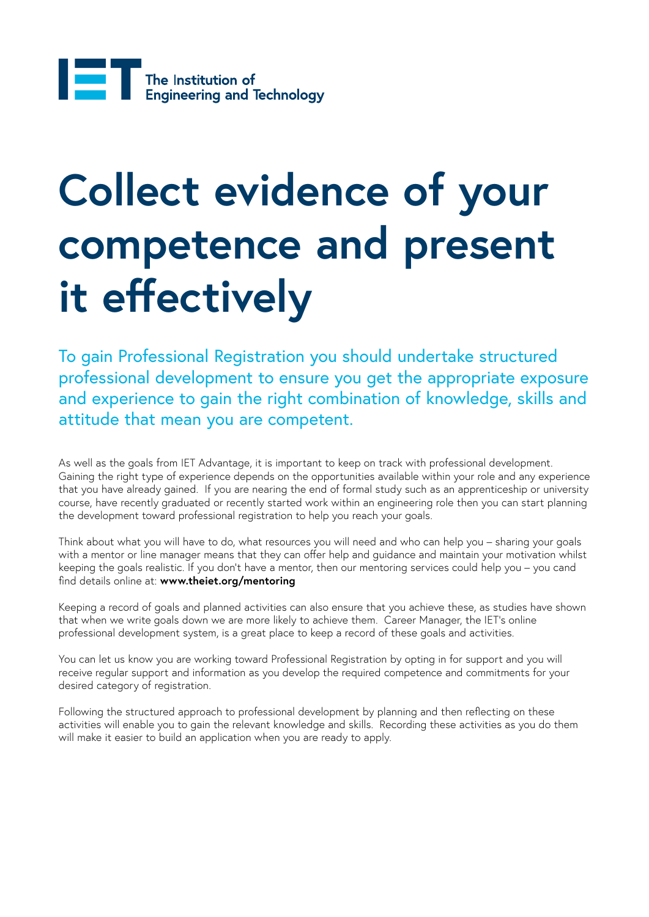The Institution of Engineering and Technology

# Collect evidence of your competence and present it effectively

## To gain Professional Registration you should undertake structured professional development to ensure you get the appropriate exposure and experience to gain the right combination of knowledge, skills and attitude that mean you are competent.

As well as the goals from IET Advantage, it is important to keep on track with professional development. Gaining the right type of experience depends on the opportunities available within your role and any experience that you have already gained. If you are nearing the end of formal study such as an apprenticeship or university course, have recently graduated or recently started work within an engineering role then you can start planning the development toward professional registration to help you reach your goals.

Think about what you will have to do, what resources you will need and who can help you – sharing your goals with a mentor or line manager means that they can offer help and guidance and maintain your motivation whilst keeping the goals realistic. If you don't have a mentor, then our mentoring services could help you – you cand find details online at: **www.theiet.org/mentoring**

Keeping a record of goals and planned activities can also ensure that you achieve these, as studies have shown that when we write goals down we are more likely to achieve them. Career Manager, the IET's online professional development system, is a great place to keep a record of these goals and activities.

You can let us know you are working toward Professional Registration by opting in for support and you will receive regular support and information as you develop the required competence and commitments for your desired category of registration.

Following the structured approach to professional development by planning and then reflecting on these activities will enable you to gain the relevant knowledge and skills. Recording these activities as you do them will make it easier to build an application when you are ready to apply.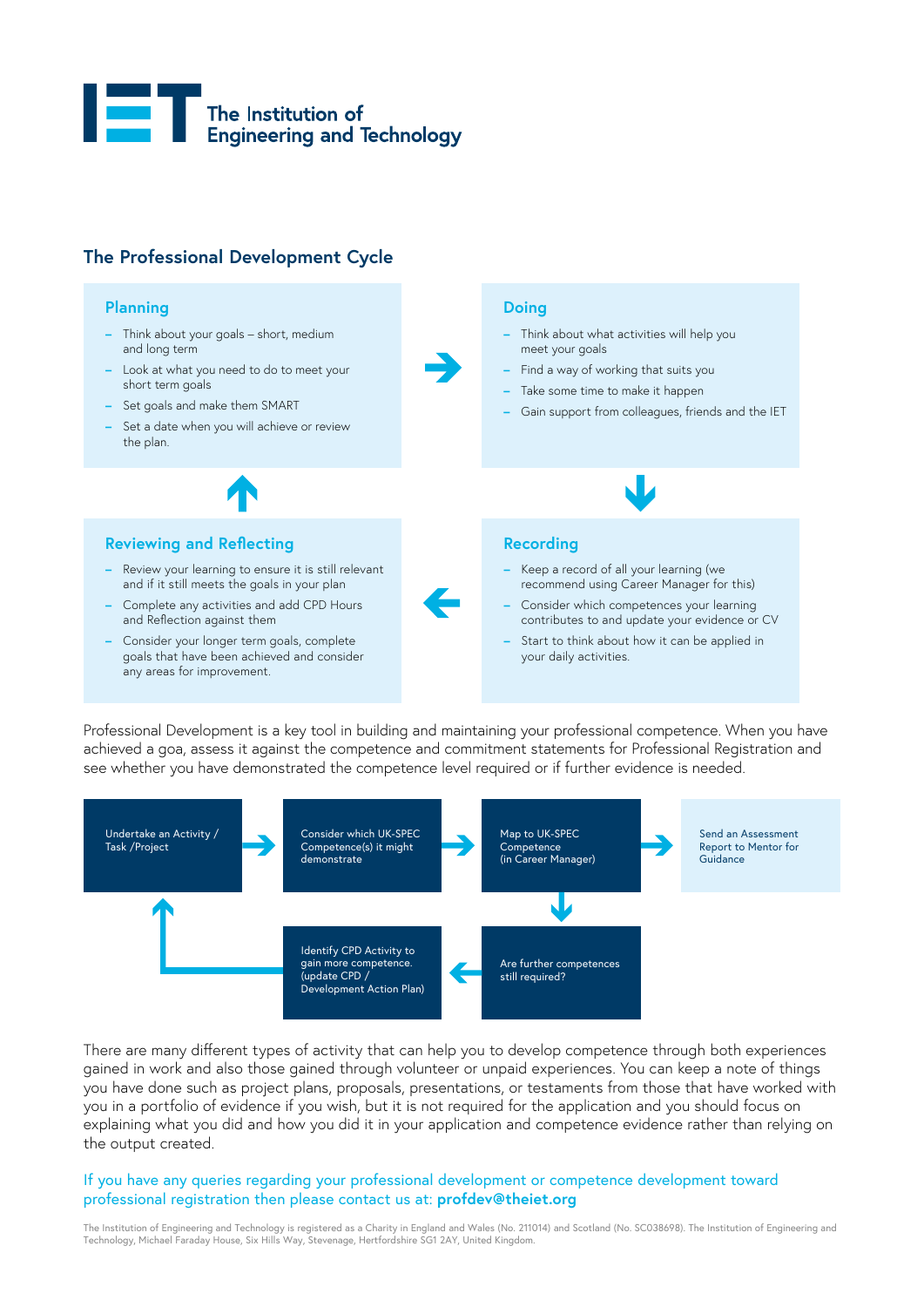The Institution of Engineering and Technology

## The Professional Development Cycle

### Planning

- Think about your goals – short, medium and long term
- Look at what you need to do to meet your short term goals
- Set goals and make them SMART
- Set a date when you will achieve or review the plan.

### Doing

- Think about what activities will help you meet your goals
- Find a way of working that suits you
- Take some time to make it happen
- Gain support from colleagues, friends and the IET

### Recording

- Keep a record of all your learning (we recommend using Career Manager for this)
- Consider which competences your learning contributes to and update your evidence or CV
- Start to think about how it can be applied in your daily activities.

### Reviewing and Reflecting

- Review your learning to ensure it is still relevant and if it still meets the goals in your plan
- Complete any activities and add CPD Hours and Reflection against them
- Consider your longer term goals, complete goals that have been achieved and consider any areas for improvement.

Professional Development is a key tool in building and maintaining your professional competence. When you have achieved a goa, assess it against the competence and commitment statements for Professional Registration and see whether you have demonstrated the competence level required or if further evidence is needed.

Undertake an Activity / Task /Project

Consider which UK-SPEC Competence(s) it might demonstrate

Map to UK-SPEC Competence (in Career Manager)

Send an Assessment Report to Mentor for Guidance

Are further competences still required?

Identify CPD Activity to gain more competence. (update CPD / Development Action Plan)

There are many different types of activity that can help you to develop competence through both experiences gained in work and also those gained through volunteer or unpaid experiences. You can keep a note of things you have done such as project plans, proposals, presentations, or testaments from those that have worked with you in a portfolio of evidence if you wish, but it is not required for the application and you should focus on explaining what you did and how you did it in your application and competence evidence rather than relying on the output created.

If you have any queries regarding your professional development or competence development toward professional registration then please contact us at: **profdev@theiet.org**

The Institution of Engineering and Technology is registered as a Charity in England and Wales (No. 211014) and Scotland (No. SC038698). The Institution of Engineering and Technology, Michael Faraday House, Six Hills Way, Stevenage, Hertfordshire SG1 2AY, United Kingdom.